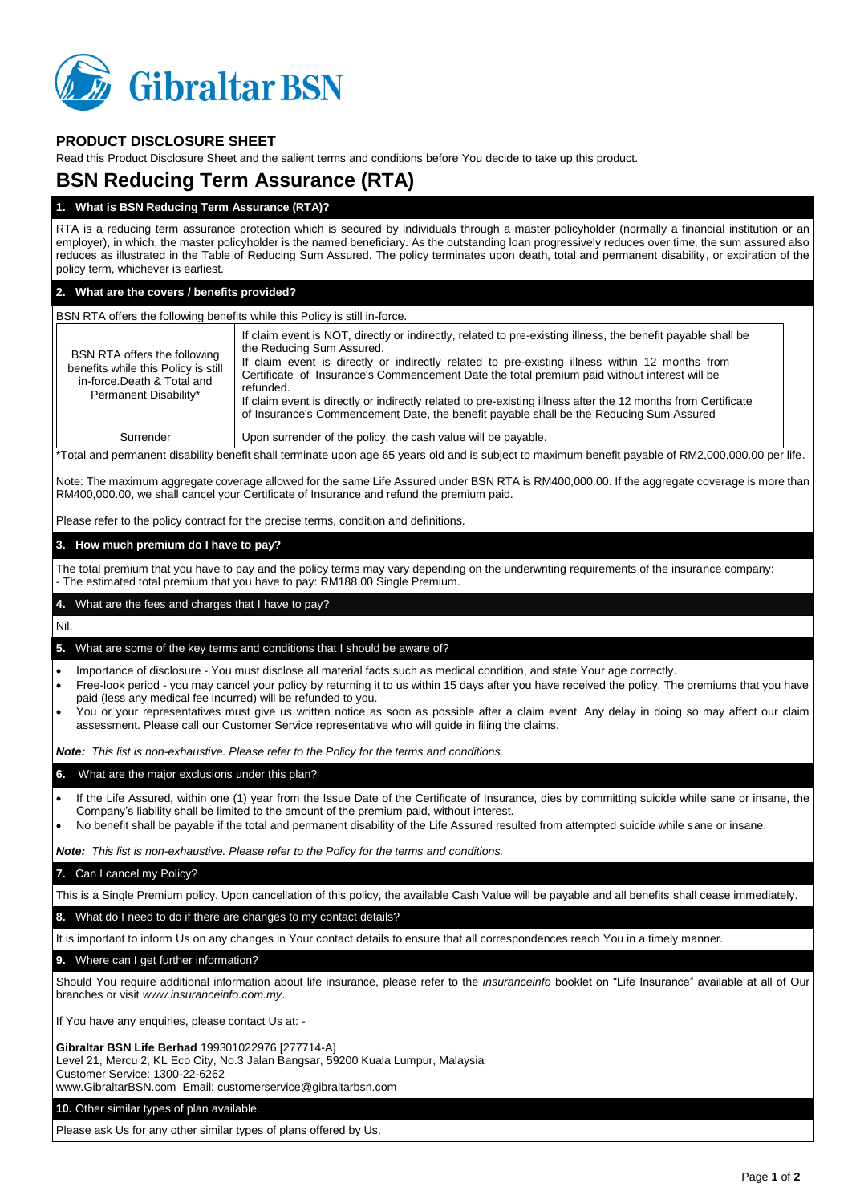Gibraltar BSN

## PRODUCT DISCLOSURE SHEET

Read this Product Disclosure Sheet and the salient terms and conditions before You decide to take up this product.

# BSN Reducing Term Assurance (RTA)

### 1. What is BSN Reducing Term Assurance (RTA)?

RTA is a reducing term assurance protection which is secured by individuals through a master policyholder (normally a financial institution or an employer), in which, the master policyholder is the named beneficiary. As the outstanding loan progressively reduces over time, the sum assured also reduces as illustrated in the Table of Reducing Sum Assured. The policy terminates upon death, total and permanent disability, or expiration of the policy term, whichever is earliest.

### 2. What are the covers / benefits provided?

BSN RTA offers the following benefits while this Policy is still in-force.

| | |
|---|---|
| BSN RTA offers the following benefits while this Policy is still in-force.Death & Total and Permanent Disability* | If claim event is NOT, directly or indirectly, related to pre-existing illness, the benefit payable shall be the Reducing Sum Assured.<br>If claim event is directly or indirectly related to pre-existing illness within 12 months from Certificate of Insurance's Commencement Date the total premium paid without interest will be refunded.<br>If claim event is directly or indirectly related to pre-existing illness after the 12 months from Certificate of Insurance's Commencement Date, the benefit payable shall be the Reducing Sum Assured |
| Surrender | Upon surrender of the policy, the cash value will be payable. |

*Total and permanent disability benefit shall terminate upon age 65 years old and is subject to maximum benefit payable of RM2,000,000.00 per life.

Note: The maximum aggregate coverage allowed for the same Life Assured under BSN RTA is RM400,000.00. If the aggregate coverage is more than RM400,000.00, we shall cancel your Certificate of Insurance and refund the premium paid.

Please refer to the policy contract for the precise terms, condition and definitions.

### 3. How much premium do I have to pay?

The total premium that you have to pay and the policy terms may vary depending on the underwriting requirements of the insurance company:
- The estimated total premium that you have to pay: RM188.00 Single Premium.

### 4. What are the fees and charges that I have to pay?

Nil.

### 5. What are some of the key terms and conditions that I should be aware of?

- Importance of disclosure - You must disclose all material facts such as medical condition, and state Your age correctly.
- Free-look period - you may cancel your policy by returning it to us within 15 days after you have received the policy. The premiums that you have paid (less any medical fee incurred) will be refunded to you.
- You or your representatives must give us written notice as soon as possible after a claim event. Any delay in doing so may affect our claim assessment. Please call our Customer Service representative who will guide in filing the claims.

***Note:*** *This list is non-exhaustive. Please refer to the Policy for the terms and conditions.*

### 6. What are the major exclusions under this plan?

- If the Life Assured, within one (1) year from the Issue Date of the Certificate of Insurance, dies by committing suicide while sane or insane, the Company's liability shall be limited to the amount of the premium paid, without interest.
- No benefit shall be payable if the total and permanent disability of the Life Assured resulted from attempted suicide while sane or insane.

***Note:*** *This list is non-exhaustive. Please refer to the Policy for the terms and conditions.*

### 7. Can I cancel my Policy?

This is a Single Premium policy. Upon cancellation of this policy, the available Cash Value will be payable and all benefits shall cease immediately.

### 8. What do I need to do if there are changes to my contact details?

It is important to inform Us on any changes in Your contact details to ensure that all correspondences reach You in a timely manner.

### 9. Where can I get further information?

Should You require additional information about life insurance, please refer to the *insuranceinfo* booklet on "Life Insurance" available at all of Our branches or visit *www.insuranceinfo.com.my*.

If You have any enquiries, please contact Us at: -

**Gibraltar BSN Life Berhad** 199301022976 [277714-A]
Level 21, Mercu 2, KL Eco City, No.3 Jalan Bangsar, 59200 Kuala Lumpur, Malaysia
Customer Service: 1300-22-6262
www.GibraltarBSN.com Email: customerservice@gibraltarbsn.com

### 10. Other similar types of plan available.

Please ask Us for any other similar types of plans offered by Us.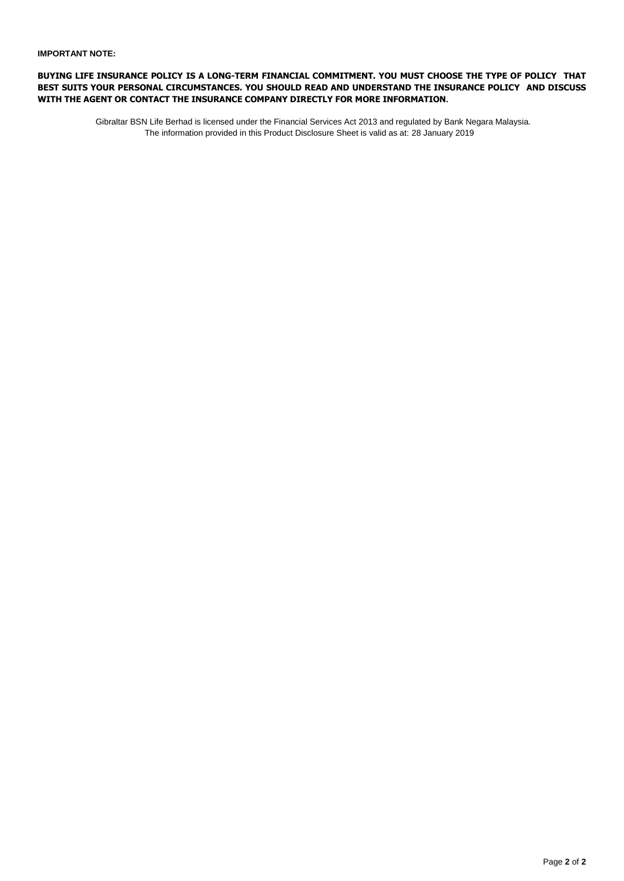**IMPORTANT NOTE:**

**BUYING LIFE INSURANCE POLICY IS A LONG-TERM FINANCIAL COMMITMENT. YOU MUST CHOOSE THE TYPE OF POLICY THAT BEST SUITS YOUR PERSONAL CIRCUMSTANCES. YOU SHOULD READ AND UNDERSTAND THE INSURANCE POLICY AND DISCUSS WITH THE AGENT OR CONTACT THE INSURANCE COMPANY DIRECTLY FOR MORE INFORMATION.**

Gibraltar BSN Life Berhad is licensed under the Financial Services Act 2013 and regulated by Bank Negara Malaysia.
The information provided in this Product Disclosure Sheet is valid as at: 28 January 2019